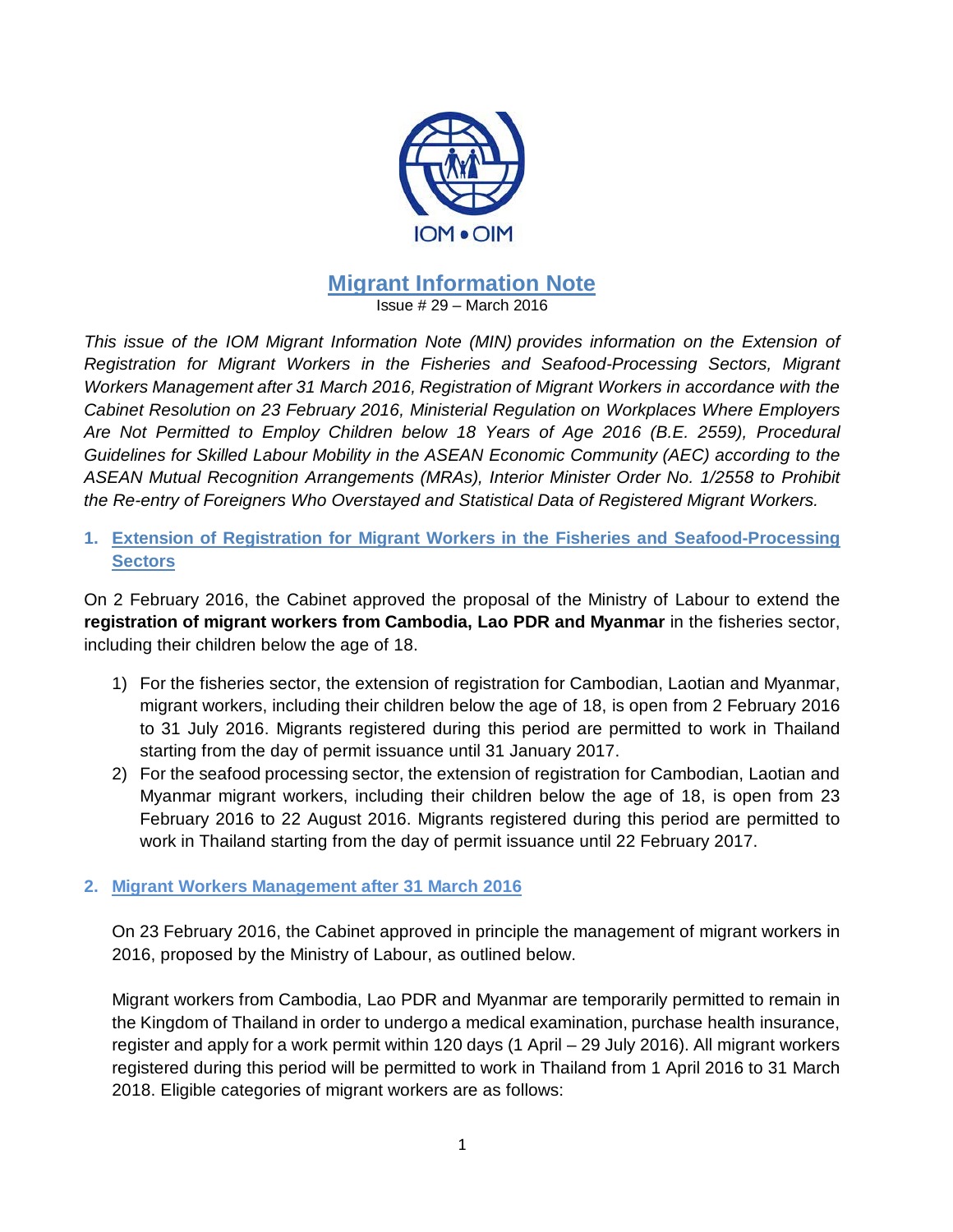IOM • OIM

# Migrant Information Note

Issue # 29 – March 2016

*This issue of the IOM Migrant Information Note (MIN) provides information on the Extension of Registration for Migrant Workers in the Fisheries and Seafood-Processing Sectors, Migrant Workers Management after 31 March 2016, Registration of Migrant Workers in accordance with the Cabinet Resolution on 23 February 2016, Ministerial Regulation on Workplaces Where Employers Are Not Permitted to Employ Children below 18 Years of Age 2016 (B.E. 2559), Procedural Guidelines for Skilled Labour Mobility in the ASEAN Economic Community (AEC) according to the ASEAN Mutual Recognition Arrangements (MRAs), Interior Minister Order No. 1/2558 to Prohibit the Re-entry of Foreigners Who Overstayed and Statistical Data of Registered Migrant Workers.*

## 1. Extension of Registration for Migrant Workers in the Fisheries and Seafood-Processing Sectors

On 2 February 2016, the Cabinet approved the proposal of the Ministry of Labour to extend the **registration of migrant workers from Cambodia, Lao PDR and Myanmar** in the fisheries sector, including their children below the age of 18.

1) For the fisheries sector, the extension of registration for Cambodian, Laotian and Myanmar, migrant workers, including their children below the age of 18, is open from 2 February 2016 to 31 July 2016. Migrants registered during this period are permitted to work in Thailand starting from the day of permit issuance until 31 January 2017.
2) For the seafood processing sector, the extension of registration for Cambodian, Laotian and Myanmar migrant workers, including their children below the age of 18, is open from 23 February 2016 to 22 August 2016. Migrants registered during this period are permitted to work in Thailand starting from the day of permit issuance until 22 February 2017.

## 2. Migrant Workers Management after 31 March 2016

On 23 February 2016, the Cabinet approved in principle the management of migrant workers in 2016, proposed by the Ministry of Labour, as outlined below.

Migrant workers from Cambodia, Lao PDR and Myanmar are temporarily permitted to remain in the Kingdom of Thailand in order to undergo a medical examination, purchase health insurance, register and apply for a work permit within 120 days (1 April – 29 July 2016). All migrant workers registered during this period will be permitted to work in Thailand from 1 April 2016 to 31 March 2018. Eligible categories of migrant workers are as follows: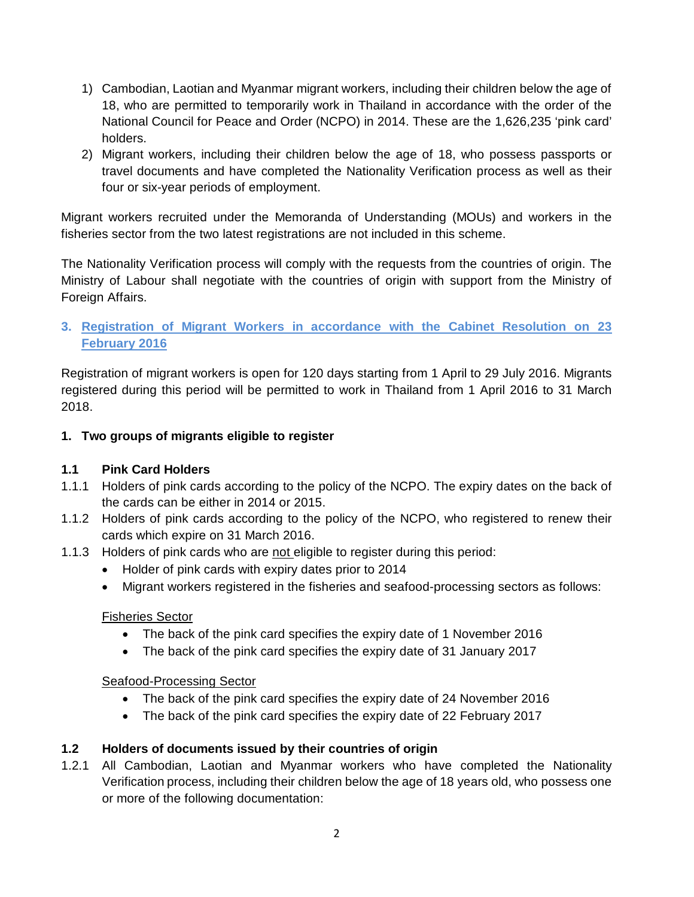1) Cambodian, Laotian and Myanmar migrant workers, including their children below the age of 18, who are permitted to temporarily work in Thailand in accordance with the order of the National Council for Peace and Order (NCPO) in 2014. These are the 1,626,235 'pink card' holders.
2) Migrant workers, including their children below the age of 18, who possess passports or travel documents and have completed the Nationality Verification process as well as their four or six-year periods of employment.

Migrant workers recruited under the Memoranda of Understanding (MOUs) and workers in the fisheries sector from the two latest registrations are not included in this scheme.

The Nationality Verification process will comply with the requests from the countries of origin. The Ministry of Labour shall negotiate with the countries of origin with support from the Ministry of Foreign Affairs.

## 3. Registration of Migrant Workers in accordance with the Cabinet Resolution on 23 February 2016

Registration of migrant workers is open for 120 days starting from 1 April to 29 July 2016. Migrants registered during this period will be permitted to work in Thailand from 1 April 2016 to 31 March 2018.

### 1. Two groups of migrants eligible to register

#### 1.1 Pink Card Holders

1.1.1 Holders of pink cards according to the policy of the NCPO. The expiry dates on the back of the cards can be either in 2014 or 2015.

1.1.2 Holders of pink cards according to the policy of the NCPO, who registered to renew their cards which expire on 31 March 2016.

1.1.3 Holders of pink cards who are <u>not</u> eligible to register during this period:

- Holder of pink cards with expiry dates prior to 2014
- Migrant workers registered in the fisheries and seafood-processing sectors as follows:

<u>Fisheries Sector</u>

- The back of the pink card specifies the expiry date of 1 November 2016
- The back of the pink card specifies the expiry date of 31 January 2017

<u>Seafood-Processing Sector</u>

- The back of the pink card specifies the expiry date of 24 November 2016
- The back of the pink card specifies the expiry date of 22 February 2017

#### 1.2 Holders of documents issued by their countries of origin

1.2.1 All Cambodian, Laotian and Myanmar workers who have completed the Nationality Verification process, including their children below the age of 18 years old, who possess one or more of the following documentation: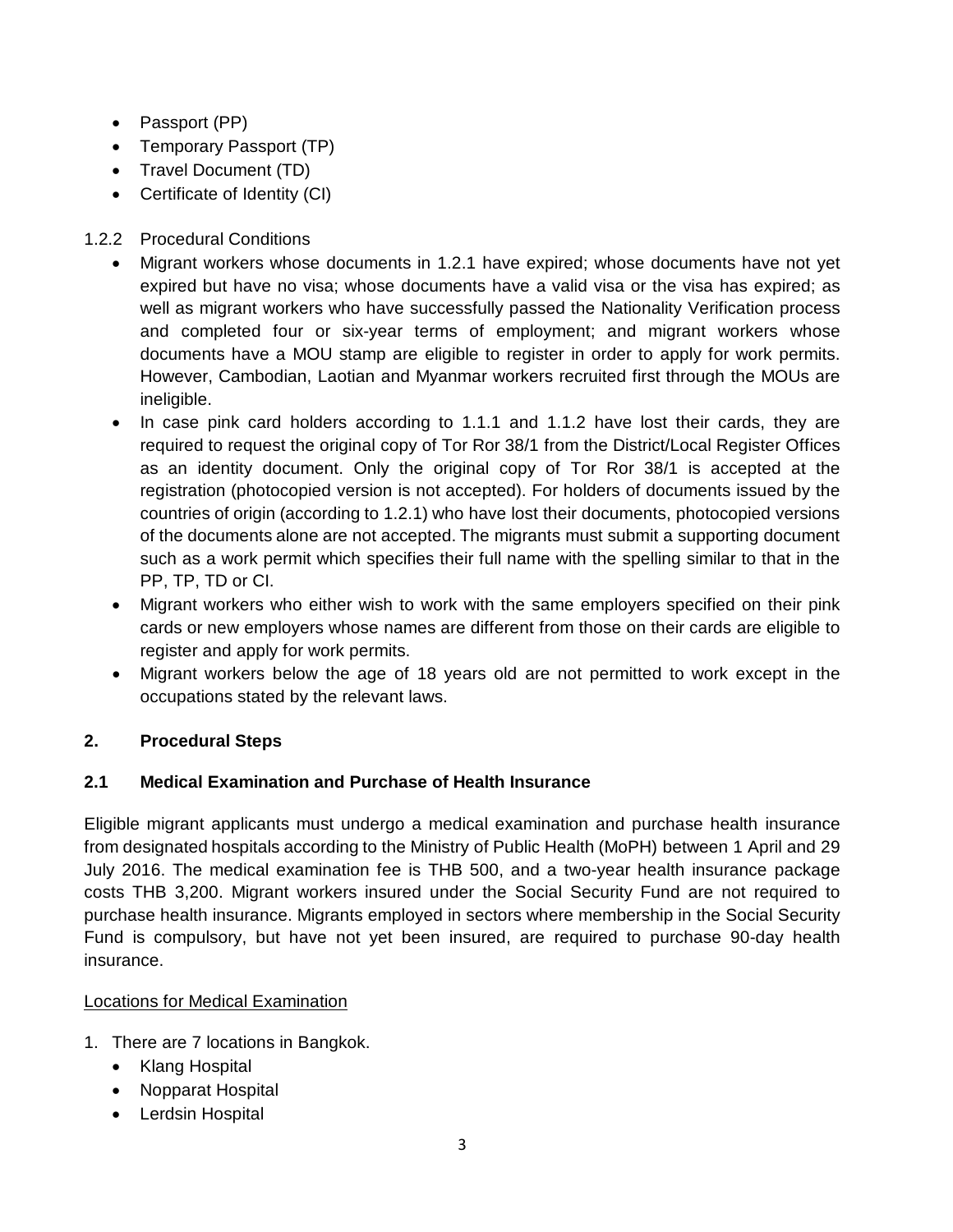- Passport (PP)
- Temporary Passport (TP)
- Travel Document (TD)
- Certificate of Identity (CI)

1.2.2 Procedural Conditions

- Migrant workers whose documents in 1.2.1 have expired; whose documents have not yet expired but have no visa; whose documents have a valid visa or the visa has expired; as well as migrant workers who have successfully passed the Nationality Verification process and completed four or six-year terms of employment; and migrant workers whose documents have a MOU stamp are eligible to register in order to apply for work permits. However, Cambodian, Laotian and Myanmar workers recruited first through the MOUs are ineligible.
- In case pink card holders according to 1.1.1 and 1.1.2 have lost their cards, they are required to request the original copy of Tor Ror 38/1 from the District/Local Register Offices as an identity document. Only the original copy of Tor Ror 38/1 is accepted at the registration (photocopied version is not accepted). For holders of documents issued by the countries of origin (according to 1.2.1) who have lost their documents, photocopied versions of the documents alone are not accepted. The migrants must submit a supporting document such as a work permit which specifies their full name with the spelling similar to that in the PP, TP, TD or CI.
- Migrant workers who either wish to work with the same employers specified on their pink cards or new employers whose names are different from those on their cards are eligible to register and apply for work permits.
- Migrant workers below the age of 18 years old are not permitted to work except in the occupations stated by the relevant laws.

## 2. Procedural Steps

### 2.1 Medical Examination and Purchase of Health Insurance

Eligible migrant applicants must undergo a medical examination and purchase health insurance from designated hospitals according to the Ministry of Public Health (MoPH) between 1 April and 29 July 2016. The medical examination fee is THB 500, and a two-year health insurance package costs THB 3,200. Migrant workers insured under the Social Security Fund are not required to purchase health insurance. Migrants employed in sectors where membership in the Social Security Fund is compulsory, but have not yet been insured, are required to purchase 90-day health insurance.

<u>Locations for Medical Examination</u>

1. There are 7 locations in Bangkok.
   - Klang Hospital
   - Nopparat Hospital
   - Lerdsin Hospital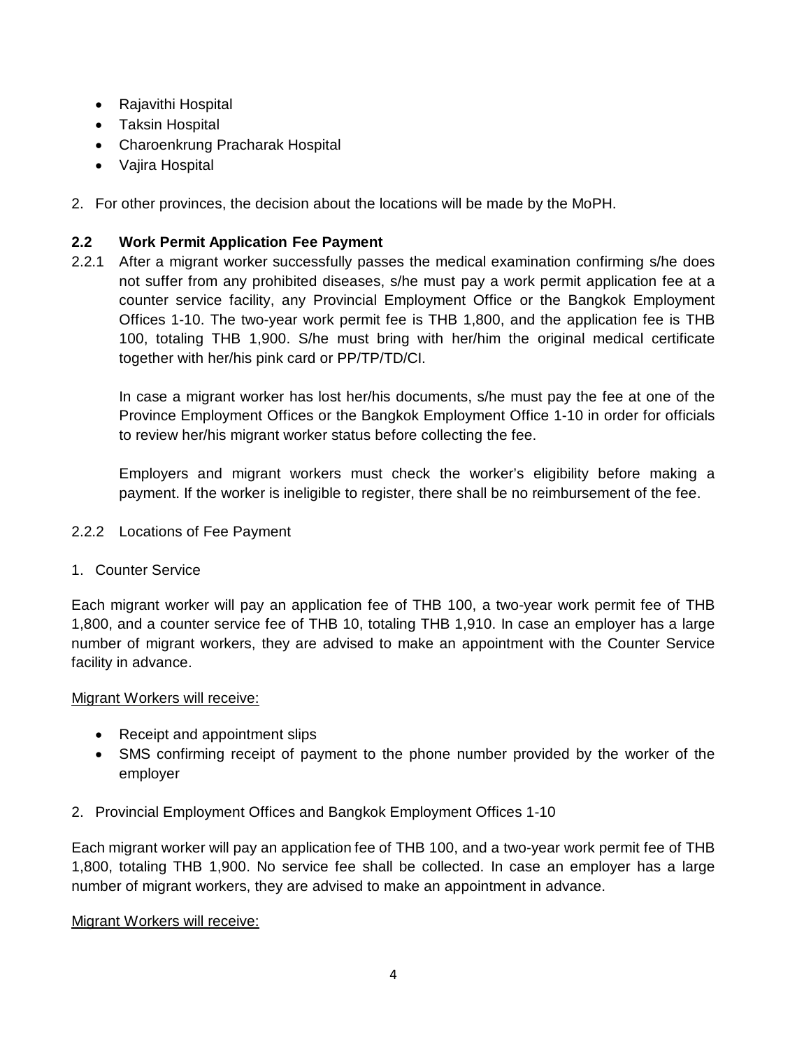- Rajavithi Hospital
- Taksin Hospital
- Charoenkrung Pracharak Hospital
- Vajira Hospital

2. For other provinces, the decision about the locations will be made by the MoPH.

### 2.2 Work Permit Application Fee Payment

2.2.1 After a migrant worker successfully passes the medical examination confirming s/he does not suffer from any prohibited diseases, s/he must pay a work permit application fee at a counter service facility, any Provincial Employment Office or the Bangkok Employment Offices 1-10. The two-year work permit fee is THB 1,800, and the application fee is THB 100, totaling THB 1,900. S/he must bring with her/him the original medical certificate together with her/his pink card or PP/TP/TD/CI.

In case a migrant worker has lost her/his documents, s/he must pay the fee at one of the Province Employment Offices or the Bangkok Employment Office 1-10 in order for officials to review her/his migrant worker status before collecting the fee.

Employers and migrant workers must check the worker's eligibility before making a payment. If the worker is ineligible to register, there shall be no reimbursement of the fee.

2.2.2 Locations of Fee Payment

1. Counter Service

Each migrant worker will pay an application fee of THB 100, a two-year work permit fee of THB 1,800, and a counter service fee of THB 10, totaling THB 1,910. In case an employer has a large number of migrant workers, they are advised to make an appointment with the Counter Service facility in advance.

Migrant Workers will receive:

- Receipt and appointment slips
- SMS confirming receipt of payment to the phone number provided by the worker of the employer

2. Provincial Employment Offices and Bangkok Employment Offices 1-10

Each migrant worker will pay an application fee of THB 100, and a two-year work permit fee of THB 1,800, totaling THB 1,900. No service fee shall be collected. In case an employer has a large number of migrant workers, they are advised to make an appointment in advance.

Migrant Workers will receive: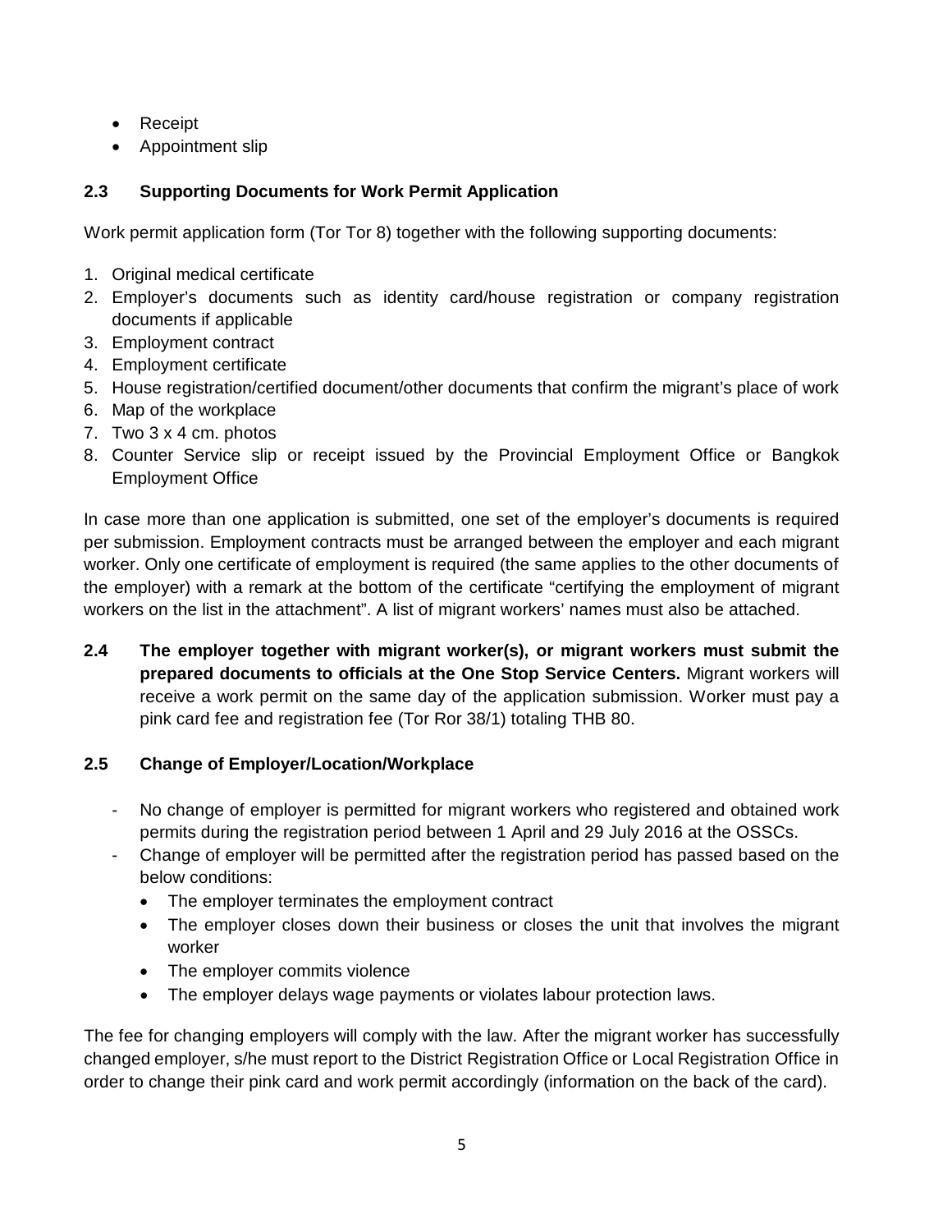- Receipt
- Appointment slip

### 2.3 Supporting Documents for Work Permit Application

Work permit application form (Tor Tor 8) together with the following supporting documents:

1. Original medical certificate
2. Employer's documents such as identity card/house registration or company registration documents if applicable
3. Employment contract
4. Employment certificate
5. House registration/certified document/other documents that confirm the migrant's place of work
6. Map of the workplace
7. Two 3 x 4 cm. photos
8. Counter Service slip or receipt issued by the Provincial Employment Office or Bangkok Employment Office

In case more than one application is submitted, one set of the employer's documents is required per submission. Employment contracts must be arranged between the employer and each migrant worker. Only one certificate of employment is required (the same applies to the other documents of the employer) with a remark at the bottom of the certificate "certifying the employment of migrant workers on the list in the attachment". A list of migrant workers' names must also be attached.

**2.4 The employer together with migrant worker(s), or migrant workers must submit the prepared documents to officials at the One Stop Service Centers.** Migrant workers will receive a work permit on the same day of the application submission. Worker must pay a pink card fee and registration fee (Tor Ror 38/1) totaling THB 80.

### 2.5 Change of Employer/Location/Workplace

- No change of employer is permitted for migrant workers who registered and obtained work permits during the registration period between 1 April and 29 July 2016 at the OSSCs.
- Change of employer will be permitted after the registration period has passed based on the below conditions:
  - The employer terminates the employment contract
  - The employer closes down their business or closes the unit that involves the migrant worker
  - The employer commits violence
  - The employer delays wage payments or violates labour protection laws.

The fee for changing employers will comply with the law. After the migrant worker has successfully changed employer, s/he must report to the District Registration Office or Local Registration Office in order to change their pink card and work permit accordingly (information on the back of the card).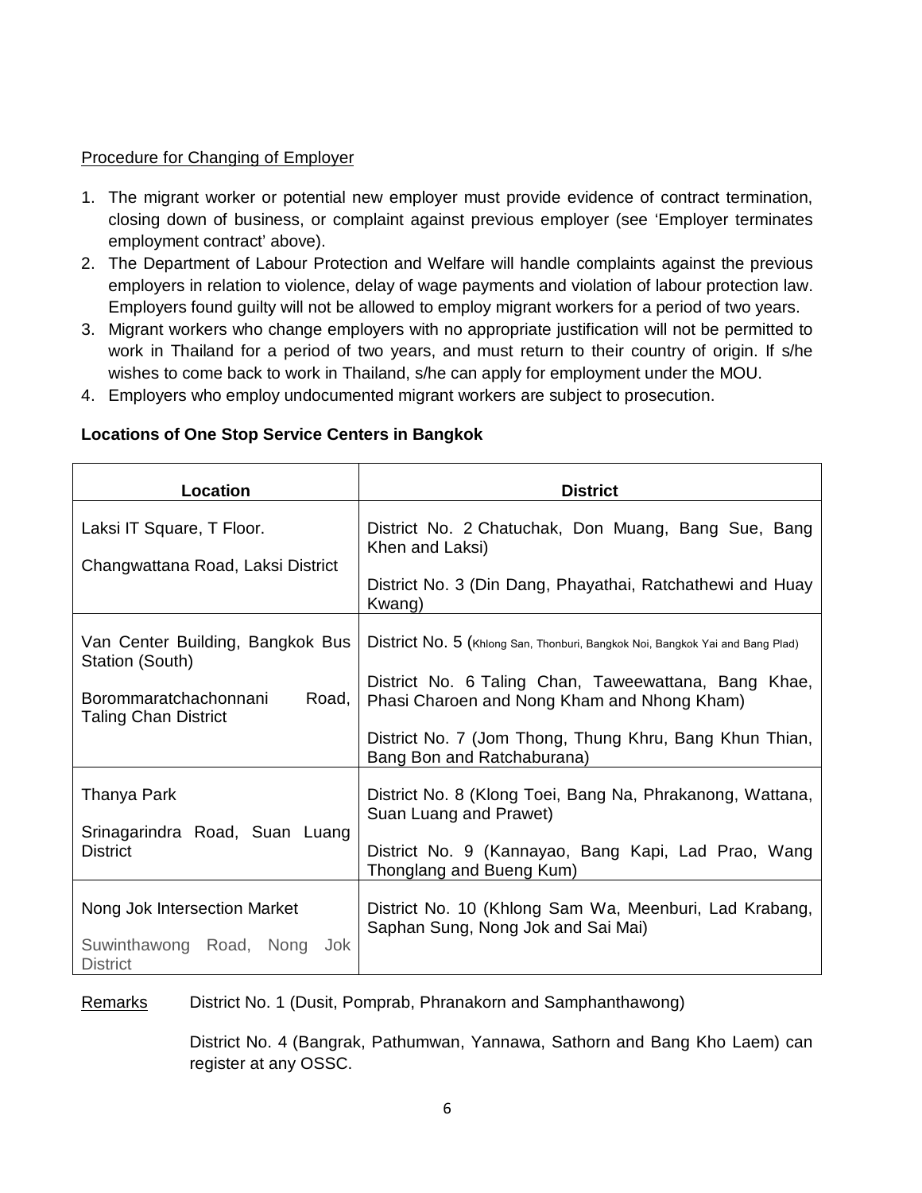Procedure for Changing of Employer

1. The migrant worker or potential new employer must provide evidence of contract termination, closing down of business, or complaint against previous employer (see 'Employer terminates employment contract' above).
2. The Department of Labour Protection and Welfare will handle complaints against the previous employers in relation to violence, delay of wage payments and violation of labour protection law. Employers found guilty will not be allowed to employ migrant workers for a period of two years.
3. Migrant workers who change employers with no appropriate justification will not be permitted to work in Thailand for a period of two years, and must return to their country of origin. If s/he wishes to come back to work in Thailand, s/he can apply for employment under the MOU.
4. Employers who employ undocumented migrant workers are subject to prosecution.

**Locations of One Stop Service Centers in Bangkok**

| Location | District |
|---|---|
| Laksi IT Square, T Floor.<br><br>Changwattana Road, Laksi District | District No. 2 Chatuchak, Don Muang, Bang Sue, Bang Khen and Laksi)<br><br>District No. 3 (Din Dang, Phayathai, Ratchathewi and Huay Kwang) |
| Van Center Building, Bangkok Bus Station (South)<br><br>Borommaratchachonnani Road, Taling Chan District | District No. 5 (Khlong San, Thonburi, Bangkok Noi, Bangkok Yai and Bang Plad)<br><br>District No. 6 Taling Chan, Taweewattana, Bang Khae, Phasi Charoen and Nong Kham and Nhong Kham)<br><br>District No. 7 (Jom Thong, Thung Khru, Bang Khun Thian, Bang Bon and Ratchaburana) |
| Thanya Park<br><br>Srinagarindra Road, Suan Luang District | District No. 8 (Klong Toei, Bang Na, Phrakanong, Wattana, Suan Luang and Prawet)<br><br>District No. 9 (Kannayao, Bang Kapi, Lad Prao, Wang Thonglang and Bueng Kum) |
| Nong Jok Intersection Market<br><br>Suwinthawong Road, Nong Jok District | District No. 10 (Khlong Sam Wa, Meenburi, Lad Krabang, Saphan Sung, Nong Jok and Sai Mai) |

Remarks District No. 1 (Dusit, Pomprab, Phranakorn and Samphanthawong)

District No. 4 (Bangrak, Pathumwan, Yannawa, Sathorn and Bang Kho Laem) can register at any OSSC.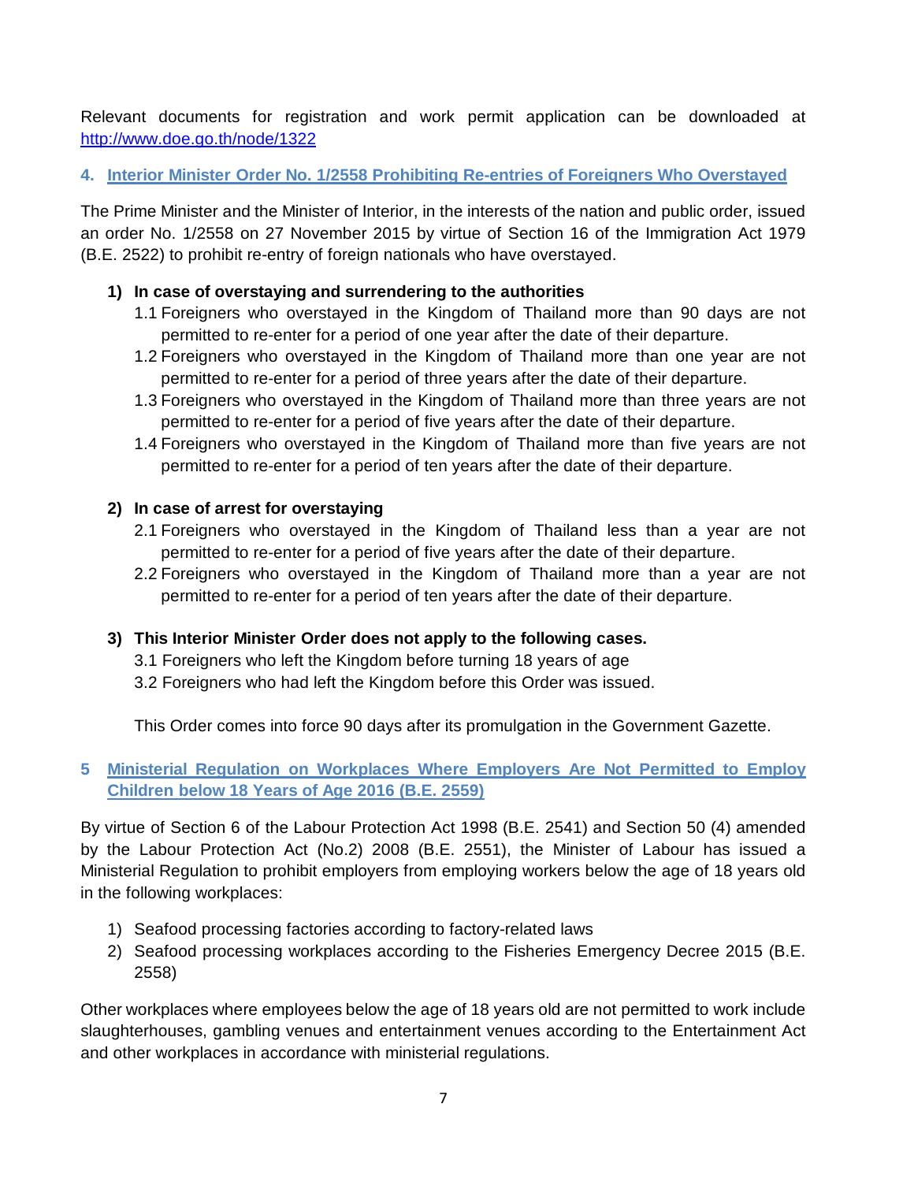Relevant documents for registration and work permit application can be downloaded at [http://www.doe.go.th/node/1322](http://www.doe.go.th/node/1322)

## 4. Interior Minister Order No. 1/2558 Prohibiting Re-entries of Foreigners Who Overstayed

The Prime Minister and the Minister of Interior, in the interests of the nation and public order, issued an order No. 1/2558 on 27 November 2015 by virtue of Section 16 of the Immigration Act 1979 (B.E. 2522) to prohibit re-entry of foreign nationals who have overstayed.

**1) In case of overstaying and surrendering to the authorities**

1.1 Foreigners who overstayed in the Kingdom of Thailand more than 90 days are not permitted to re-enter for a period of one year after the date of their departure.

1.2 Foreigners who overstayed in the Kingdom of Thailand more than one year are not permitted to re-enter for a period of three years after the date of their departure.

1.3 Foreigners who overstayed in the Kingdom of Thailand more than three years are not permitted to re-enter for a period of five years after the date of their departure.

1.4 Foreigners who overstayed in the Kingdom of Thailand more than five years are not permitted to re-enter for a period of ten years after the date of their departure.

**2) In case of arrest for overstaying**

2.1 Foreigners who overstayed in the Kingdom of Thailand less than a year are not permitted to re-enter for a period of five years after the date of their departure.

2.2 Foreigners who overstayed in the Kingdom of Thailand more than a year are not permitted to re-enter for a period of ten years after the date of their departure.

**3) This Interior Minister Order does not apply to the following cases.**

3.1 Foreigners who left the Kingdom before turning 18 years of age

3.2 Foreigners who had left the Kingdom before this Order was issued.

This Order comes into force 90 days after its promulgation in the Government Gazette.

## 5 Ministerial Regulation on Workplaces Where Employers Are Not Permitted to Employ Children below 18 Years of Age 2016 (B.E. 2559)

By virtue of Section 6 of the Labour Protection Act 1998 (B.E. 2541) and Section 50 (4) amended by the Labour Protection Act (No.2) 2008 (B.E. 2551), the Minister of Labour has issued a Ministerial Regulation to prohibit employers from employing workers below the age of 18 years old in the following workplaces:

1) Seafood processing factories according to factory-related laws
2) Seafood processing workplaces according to the Fisheries Emergency Decree 2015 (B.E. 2558)

Other workplaces where employees below the age of 18 years old are not permitted to work include slaughterhouses, gambling venues and entertainment venues according to the Entertainment Act and other workplaces in accordance with ministerial regulations.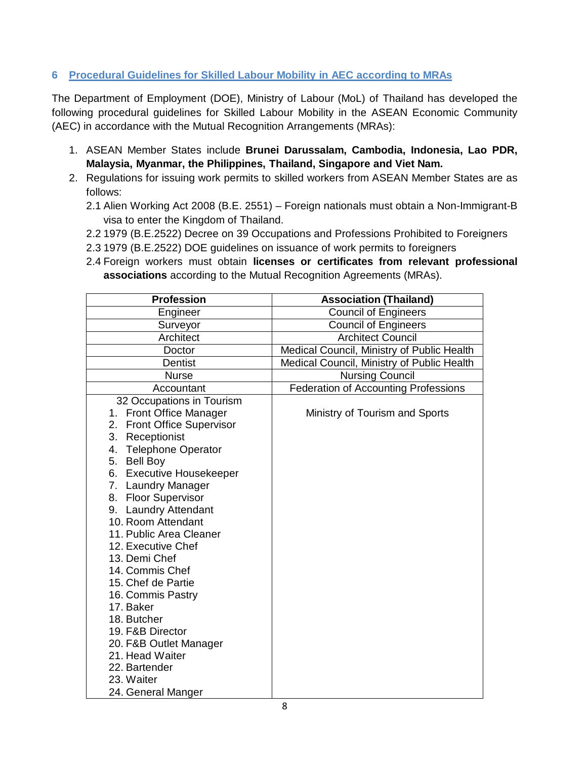## 6 Procedural Guidelines for Skilled Labour Mobility in AEC according to MRAs

The Department of Employment (DOE), Ministry of Labour (MoL) of Thailand has developed the following procedural guidelines for Skilled Labour Mobility in the ASEAN Economic Community (AEC) in accordance with the Mutual Recognition Arrangements (MRAs):

1. ASEAN Member States include **Brunei Darussalam, Cambodia, Indonesia, Lao PDR, Malaysia, Myanmar, the Philippines, Thailand, Singapore and Viet Nam.**
2. Regulations for issuing work permits to skilled workers from ASEAN Member States are as follows:

   2.1 Alien Working Act 2008 (B.E. 2551) – Foreign nationals must obtain a Non-Immigrant-B visa to enter the Kingdom of Thailand.

   2.2 1979 (B.E.2522) Decree on 39 Occupations and Professions Prohibited to Foreigners

   2.3 1979 (B.E.2522) DOE guidelines on issuance of work permits to foreigners

   2.4 Foreign workers must obtain **licenses or certificates from relevant professional associations** according to the Mutual Recognition Agreements (MRAs).

| Profession | Association (Thailand) |
|---|---|
| Engineer | Council of Engineers |
| Surveyor | Council of Engineers |
| Architect | Architect Council |
| Doctor | Medical Council, Ministry of Public Health |
| Dentist | Medical Council, Ministry of Public Health |
| Nurse | Nursing Council |
| Accountant | Federation of Accounting Professions |
| 32 Occupations in Tourism<br>1. Front Office Manager<br>2. Front Office Supervisor<br>3. Receptionist<br>4. Telephone Operator<br>5. Bell Boy<br>6. Executive Housekeeper<br>7. Laundry Manager<br>8. Floor Supervisor<br>9. Laundry Attendant<br>10. Room Attendant<br>11. Public Area Cleaner<br>12. Executive Chef<br>13. Demi Chef<br>14. Commis Chef<br>15. Chef de Partie<br>16. Commis Pastry<br>17. Baker<br>18. Butcher<br>19. F&B Director<br>20. F&B Outlet Manager<br>21. Head Waiter<br>22. Bartender<br>23. Waiter<br>24. General Manger | Ministry of Tourism and Sports |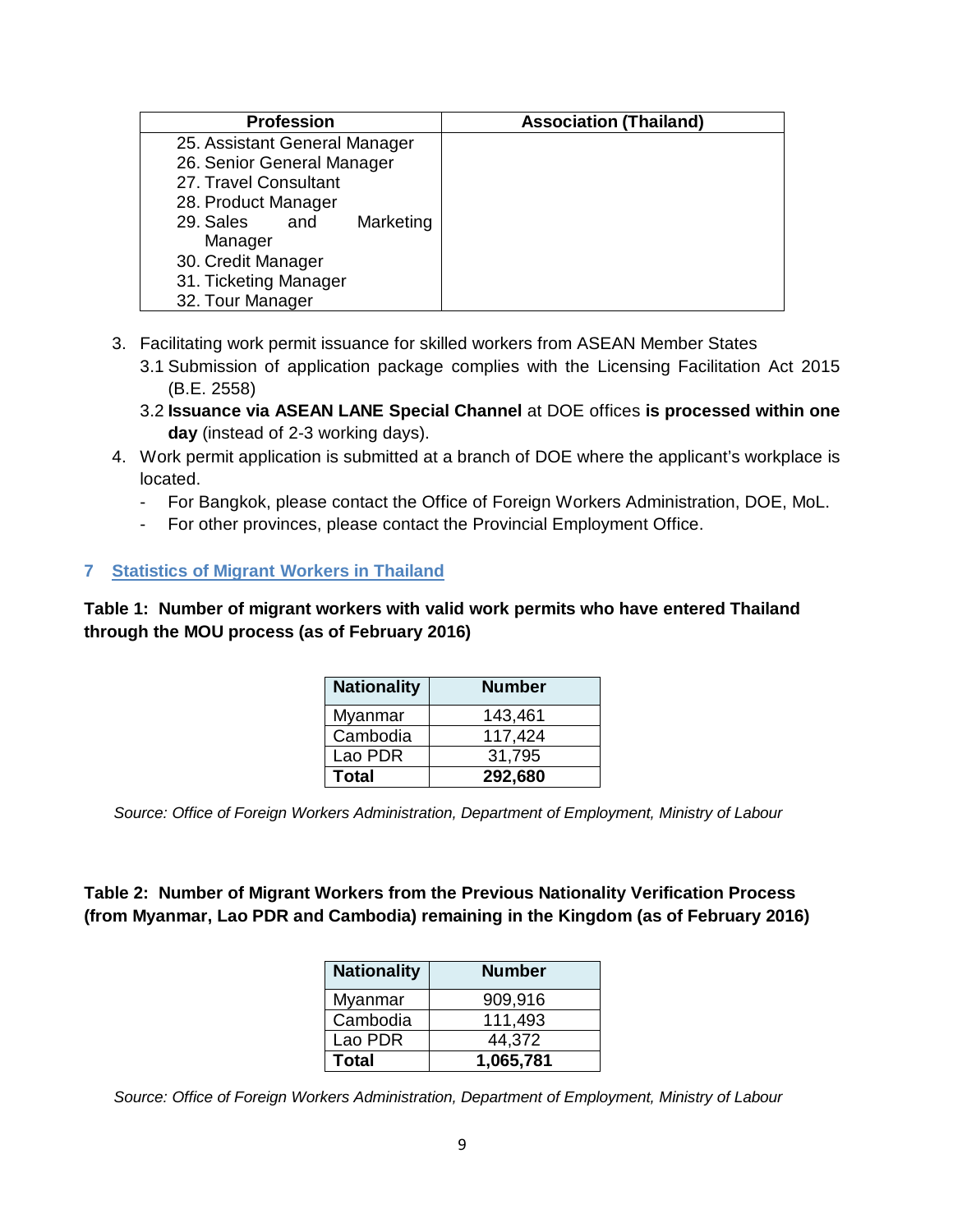| Profession | Association (Thailand) |
|---|---|
| 25. Assistant General Manager<br>26. Senior General Manager<br>27. Travel Consultant<br>28. Product Manager<br>29. Sales and Marketing Manager<br>30. Credit Manager<br>31. Ticketing Manager<br>32. Tour Manager | |

3. Facilitating work permit issuance for skilled workers from ASEAN Member States
   3.1 Submission of application package complies with the Licensing Facilitation Act 2015 (B.E. 2558)
   3.2 **Issuance via ASEAN LANE Special Channel** at DOE offices **is processed within one day** (instead of 2-3 working days).
4. Work permit application is submitted at a branch of DOE where the applicant's workplace is located.
   - For Bangkok, please contact the Office of Foreign Workers Administration, DOE, MoL.
   - For other provinces, please contact the Provincial Employment Office.

## 7 Statistics of Migrant Workers in Thailand

**Table 1: Number of migrant workers with valid work permits who have entered Thailand through the MOU process (as of February 2016)**

| Nationality | Number |
|---|---|
| Myanmar | 143,461 |
| Cambodia | 117,424 |
| Lao PDR | 31,795 |
| **Total** | **292,680** |

*Source: Office of Foreign Workers Administration, Department of Employment, Ministry of Labour*

**Table 2: Number of Migrant Workers from the Previous Nationality Verification Process (from Myanmar, Lao PDR and Cambodia) remaining in the Kingdom (as of February 2016)**

| Nationality | Number |
|---|---|
| Myanmar | 909,916 |
| Cambodia | 111,493 |
| Lao PDR | 44,372 |
| **Total** | **1,065,781** |

*Source: Office of Foreign Workers Administration, Department of Employment, Ministry of Labour*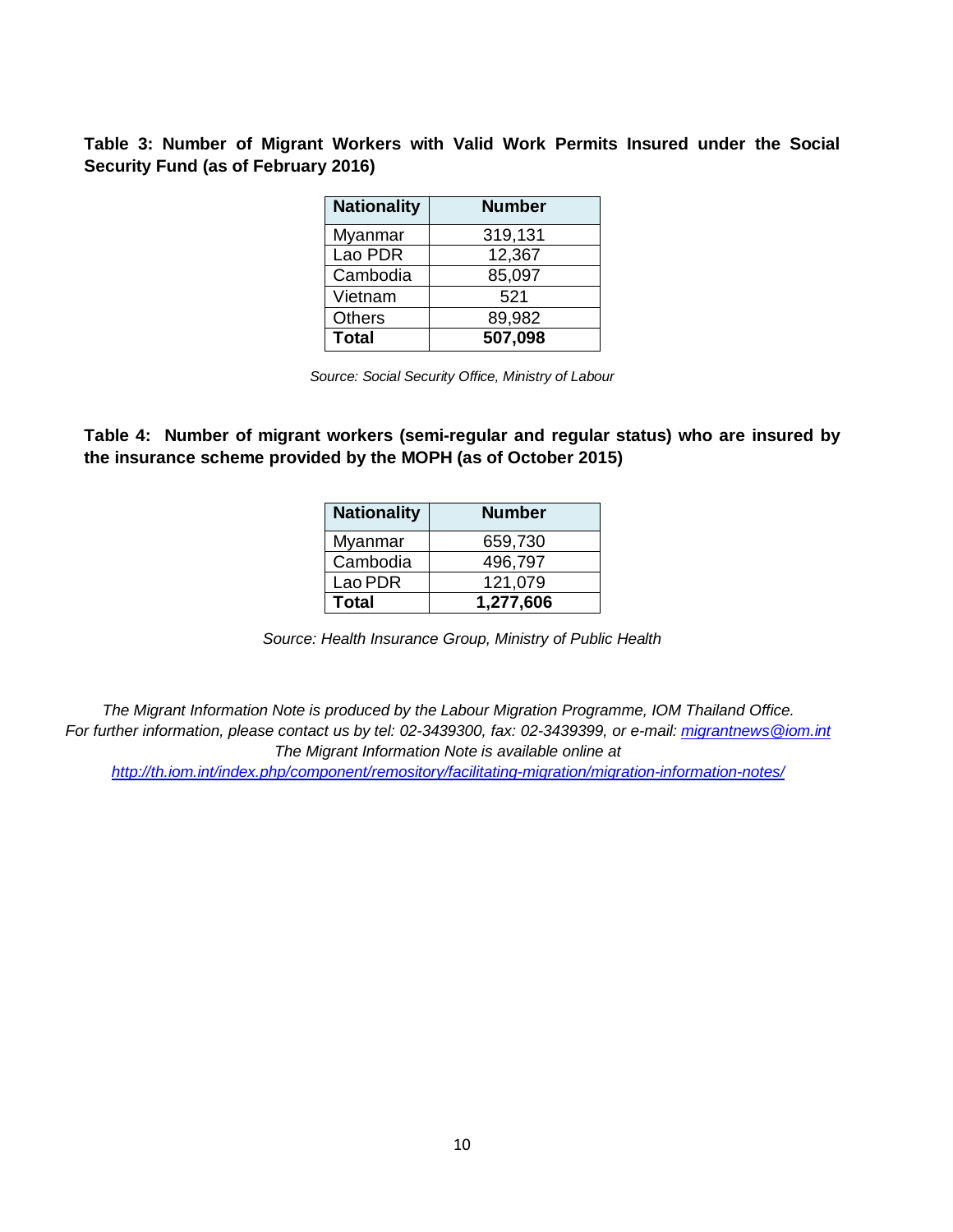**Table 3: Number of Migrant Workers with Valid Work Permits Insured under the Social Security Fund (as of February 2016)**

| Nationality | Number |
|---|---|
| Myanmar | 319,131 |
| Lao PDR | 12,367 |
| Cambodia | 85,097 |
| Vietnam | 521 |
| Others | 89,982 |
| **Total** | **507,098** |

*Source: Social Security Office, Ministry of Labour*

**Table 4: Number of migrant workers (semi-regular and regular status) who are insured by the insurance scheme provided by the MOPH (as of October 2015)**

| Nationality | Number |
|---|---|
| Myanmar | 659,730 |
| Cambodia | 496,797 |
| Lao PDR | 121,079 |
| **Total** | **1,277,606** |

*Source: Health Insurance Group, Ministry of Public Health*

*The Migrant Information Note is produced by the Labour Migration Programme, IOM Thailand Office.*
*For further information, please contact us by tel: 02-3439300, fax: 02-3439399, or e-mail: migrantnews@iom.int*
*The Migrant Information Note is available online at*
*http://th.iom.int/index.php/component/remository/facilitating-migration/migration-information-notes/*